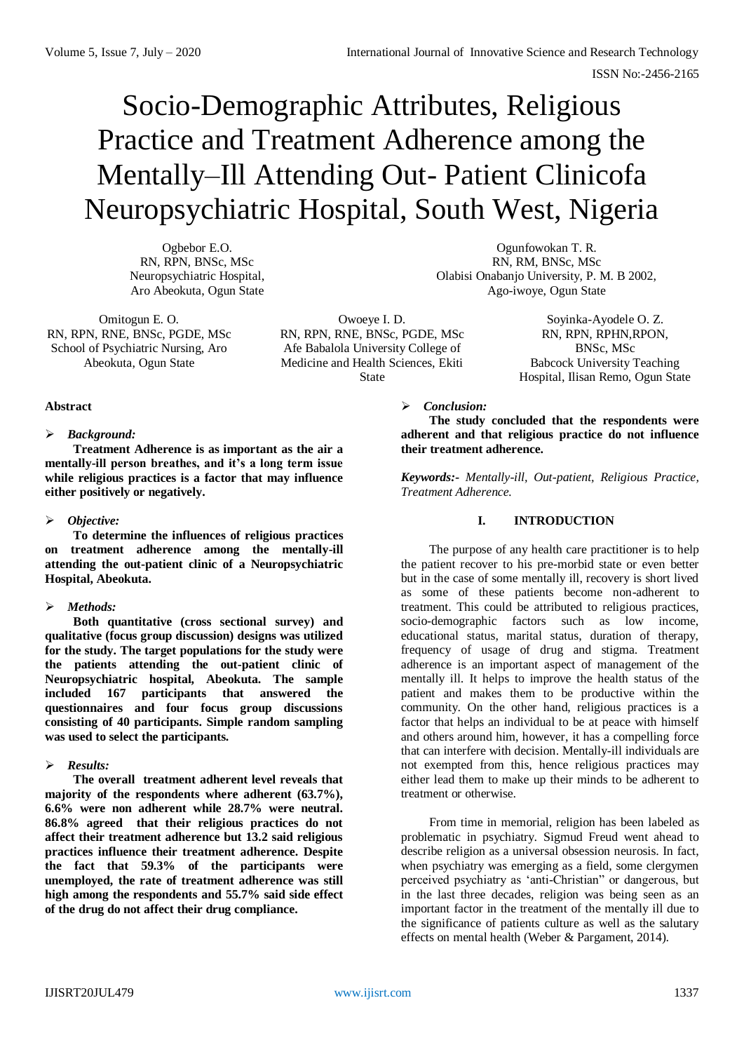# Socio-Demographic Attributes, Religious Practice and Treatment Adherence among the Mentally–Ill Attending Out- Patient Clinicofa Neuropsychiatric Hospital, South West, Nigeria

Ogbebor E.O.
RN, RPN, BNSc, MSc
Neuropsychiatric Hospital,
Aro Abeokuta, Ogun State

Ogunfowokan T. R.
RN, RM, BNSc, MSc
Olabisi Onabanjo University, P. M. B 2002,
Ago-iwoye, Ogun State

Omitogun E. O.
RN, RPN, RNE, BNSc, PGDE, MSc
School of Psychiatric Nursing, Aro
Abeokuta, Ogun State

Owoeye I. D.
RN, RPN, RNE, BNSc, PGDE, MSc
Afe Babalola University College of
Medicine and Health Sciences, Ekiti
State

Soyinka-Ayodele O. Z.
RN, RPN, RPHN,RPON,
BNSc, MSc
Babcock University Teaching
Hospital, Ilisan Remo, Ogun State

## Abstract

➢ ***Background:***

**Treatment Adherence is as important as the air a mentally-ill person breathes, and it's a long term issue while religious practices is a factor that may influence either positively or negatively.**

➢ ***Objective:***

**To determine the influences of religious practices on treatment adherence among the mentally-ill attending the out-patient clinic of a Neuropsychiatric Hospital, Abeokuta.**

➢ ***Methods:***

**Both quantitative (cross sectional survey) and qualitative (focus group discussion) designs was utilized for the study. The target populations for the study were the patients attending the out-patient clinic of Neuropsychiatric hospital, Abeokuta. The sample included 167 participants that answered the questionnaires and four focus group discussions consisting of 40 participants. Simple random sampling was used to select the participants.**

➢ ***Results:***

**The overall treatment adherent level reveals that majority of the respondents where adherent (63.7%), 6.6% were non adherent while 28.7% were neutral. 86.8% agreed that their religious practices do not affect their treatment adherence but 13.2 said religious practices influence their treatment adherence. Despite the fact that 59.3% of the participants were unemployed, the rate of treatment adherence was still high among the respondents and 55.7% said side effect of the drug do not affect their drug compliance.**

➢ ***Conclusion:***

**The study concluded that the respondents were adherent and that religious practice do not influence their treatment adherence.**

***Keywords:-*** *Mentally-ill, Out-patient, Religious Practice, Treatment Adherence.*

## I. INTRODUCTION

The purpose of any health care practitioner is to help the patient recover to his pre-morbid state or even better but in the case of some mentally ill, recovery is short lived as some of these patients become non-adherent to treatment. This could be attributed to religious practices, socio-demographic factors such as low income, educational status, marital status, duration of therapy, frequency of usage of drug and stigma. Treatment adherence is an important aspect of management of the mentally ill. It helps to improve the health status of the patient and makes them to be productive within the community. On the other hand, religious practices is a factor that helps an individual to be at peace with himself and others around him, however, it has a compelling force that can interfere with decision. Mentally-ill individuals are not exempted from this, hence religious practices may either lead them to make up their minds to be adherent to treatment or otherwise.

From time in memorial, religion has been labeled as problematic in psychiatry. Sigmud Freud went ahead to describe religion as a universal obsession neurosis. In fact, when psychiatry was emerging as a field, some clergymen perceived psychiatry as 'anti-Christian" or dangerous, but in the last three decades, religion was being seen as an important factor in the treatment of the mentally ill due to the significance of patients culture as well as the salutary effects on mental health (Weber & Pargament, 2014).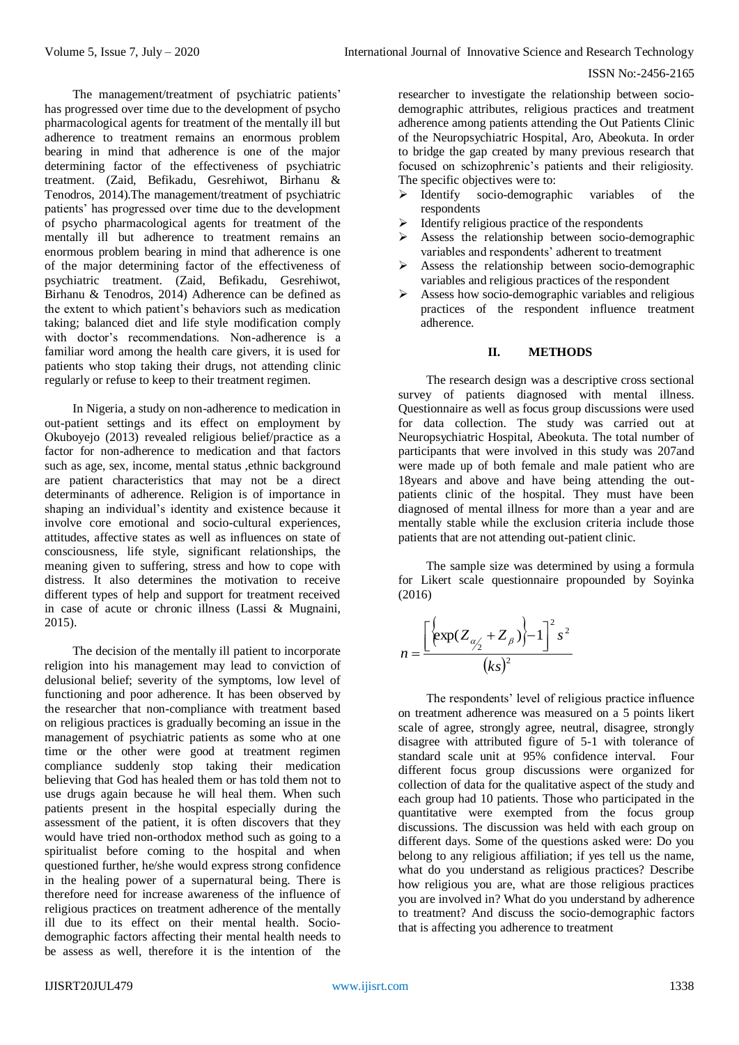The management/treatment of psychiatric patients' has progressed over time due to the development of psycho pharmacological agents for treatment of the mentally ill but adherence to treatment remains an enormous problem bearing in mind that adherence is one of the major determining factor of the effectiveness of psychiatric treatment. (Zaid, Befikadu, Gesrehiwot, Birhanu & Tenodros, 2014).The management/treatment of psychiatric patients' has progressed over time due to the development of psycho pharmacological agents for treatment of the mentally ill but adherence to treatment remains an enormous problem bearing in mind that adherence is one of the major determining factor of the effectiveness of psychiatric treatment. (Zaid, Befikadu, Gesrehiwot, Birhanu & Tenodros, 2014) Adherence can be defined as the extent to which patient's behaviors such as medication taking; balanced diet and life style modification comply with doctor's recommendations. Non-adherence is a familiar word among the health care givers, it is used for patients who stop taking their drugs, not attending clinic regularly or refuse to keep to their treatment regimen.

In Nigeria, a study on non-adherence to medication in out-patient settings and its effect on employment by Okuboyejo (2013) revealed religious belief/practice as a factor for non-adherence to medication and that factors such as age, sex, income, mental status ,ethnic background are patient characteristics that may not be a direct determinants of adherence. Religion is of importance in shaping an individual's identity and existence because it involve core emotional and socio-cultural experiences, attitudes, affective states as well as influences on state of consciousness, life style, significant relationships, the meaning given to suffering, stress and how to cope with distress. It also determines the motivation to receive different types of help and support for treatment received in case of acute or chronic illness (Lassi & Mugnaini, 2015).

The decision of the mentally ill patient to incorporate religion into his management may lead to conviction of delusional belief; severity of the symptoms, low level of functioning and poor adherence. It has been observed by the researcher that non-compliance with treatment based on religious practices is gradually becoming an issue in the management of psychiatric patients as some who at one time or the other were good at treatment regimen compliance suddenly stop taking their medication believing that God has healed them or has told them not to use drugs again because he will heal them. When such patients present in the hospital especially during the assessment of the patient, it is often discovers that they would have tried non-orthodox method such as going to a spiritualist before coming to the hospital and when questioned further, he/she would express strong confidence in the healing power of a supernatural being. There is therefore need for increase awareness of the influence of religious practices on treatment adherence of the mentally ill due to its effect on their mental health. Socio-demographic factors affecting their mental health needs to be assess as well, therefore it is the intention of the researcher to investigate the relationship between socio-demographic attributes, religious practices and treatment adherence among patients attending the Out Patients Clinic of the Neuropsychiatric Hospital, Aro, Abeokuta. In order to bridge the gap created by many previous research that focused on schizophrenic's patients and their religiosity. The specific objectives were to:

- Identify socio-demographic variables of the respondents
- Identify religious practice of the respondents
- Assess the relationship between socio-demographic variables and respondents' adherent to treatment
- Assess the relationship between socio-demographic variables and religious practices of the respondent
- Assess how socio-demographic variables and religious practices of the respondent influence treatment adherence.

## II. METHODS

The research design was a descriptive cross sectional survey of patients diagnosed with mental illness. Questionnaire as well as focus group discussions were used for data collection. The study was carried out at Neuropsychiatric Hospital, Abeokuta. The total number of participants that were involved in this study was 207and were made up of both female and male patient who are 18years and above and have being attending the out-patients clinic of the hospital. They must have been diagnosed of mental illness for more than a year and are mentally stable while the exclusion criteria include those patients that are not attending out-patient clinic.

The sample size was determined by using a formula for Likert scale questionnaire propounded by Soyinka (2016)

$$n = \frac{\left[\left\{\exp(Z_{\alpha/2} + Z_{\beta})\right\} - 1\right]^2 s^2}{(ks)^2}$$

The respondents' level of religious practice influence on treatment adherence was measured on a 5 points likert scale of agree, strongly agree, neutral, disagree, strongly disagree with attributed figure of 5-1 with tolerance of standard scale unit at 95% confidence interval. Four different focus group discussions were organized for collection of data for the qualitative aspect of the study and each group had 10 patients. Those who participated in the quantitative were exempted from the focus group discussions. The discussion was held with each group on different days. Some of the questions asked were: Do you belong to any religious affiliation; if yes tell us the name, what do you understand as religious practices? Describe how religious you are, what are those religious practices you are involved in? What do you understand by adherence to treatment? And discuss the socio-demographic factors that is affecting you adherence to treatment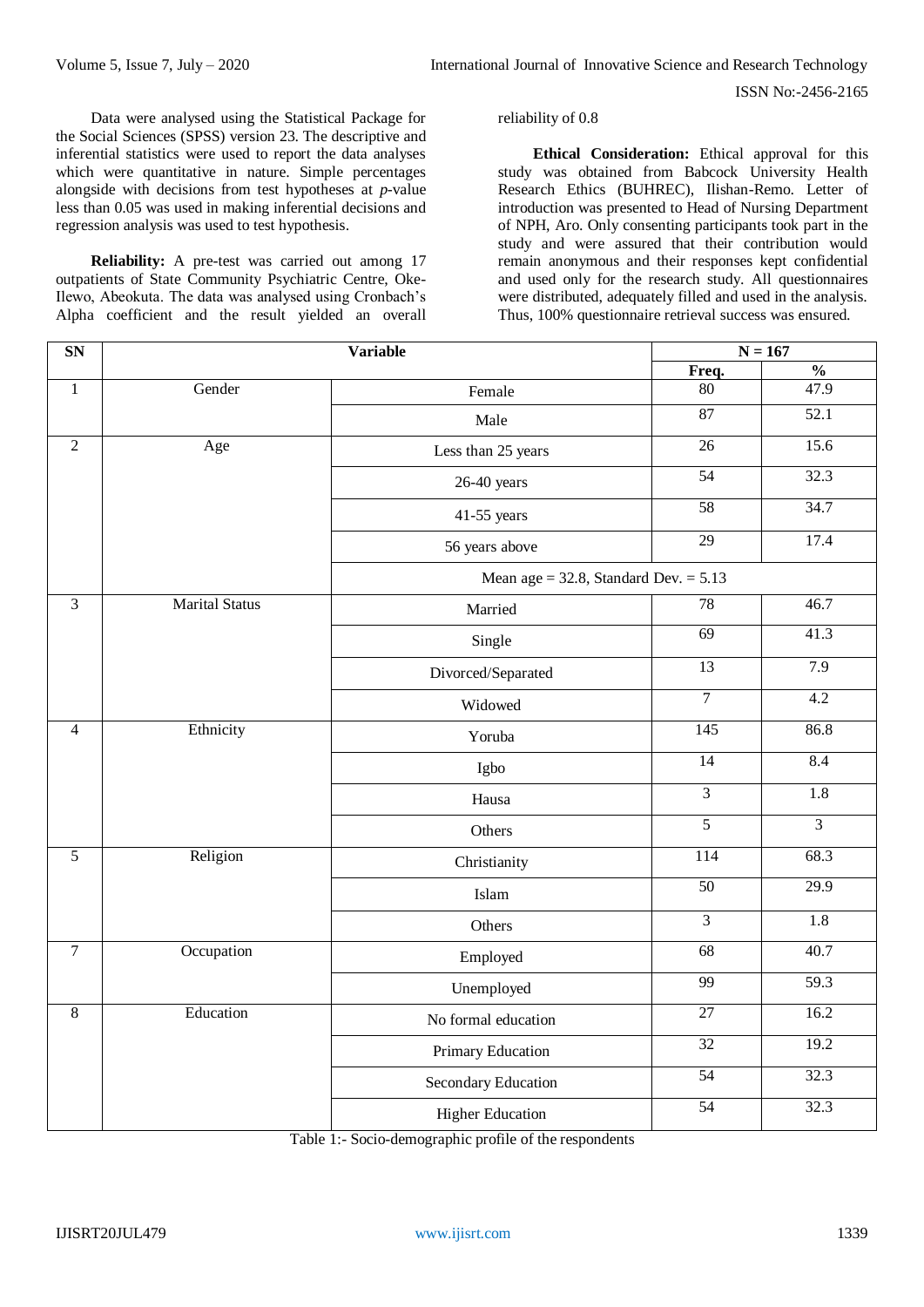Data were analysed using the Statistical Package for the Social Sciences (SPSS) version 23. The descriptive and inferential statistics were used to report the data analyses which were quantitative in nature. Simple percentages alongside with decisions from test hypotheses at *p*-value less than 0.05 was used in making inferential decisions and regression analysis was used to test hypothesis.

**Reliability:** A pre-test was carried out among 17 outpatients of State Community Psychiatric Centre, Oke-Ilewo, Abeokuta. The data was analysed using Cronbach's Alpha coefficient and the result yielded an overall reliability of 0.8

**Ethical Consideration:** Ethical approval for this study was obtained from Babcock University Health Research Ethics (BUHREC), Ilishan-Remo. Letter of introduction was presented to Head of Nursing Department of NPH, Aro. Only consenting participants took part in the study and were assured that their contribution would remain anonymous and their responses kept confidential and used only for the research study. All questionnaires were distributed, adequately filled and used in the analysis. Thus, 100% questionnaire retrieval success was ensured.

| SN | Variable | | N = 167 | |
|---|---|---|---|---|
| | | | Freq. | % |
| 1 | Gender | Female | 80 | 47.9 |
| | | Male | 87 | 52.1 |
| 2 | Age | Less than 25 years | 26 | 15.6 |
| | | 26-40 years | 54 | 32.3 |
| | | 41-55 years | 58 | 34.7 |
| | | 56 years above | 29 | 17.4 |
| | | Mean age = 32.8, Standard Dev. = 5.13 | | |
| 3 | Marital Status | Married | 78 | 46.7 |
| | | Single | 69 | 41.3 |
| | | Divorced/Separated | 13 | 7.9 |
| | | Widowed | 7 | 4.2 |
| 4 | Ethnicity | Yoruba | 145 | 86.8 |
| | | Igbo | 14 | 8.4 |
| | | Hausa | 3 | 1.8 |
| | | Others | 5 | 3 |
| 5 | Religion | Christianity | 114 | 68.3 |
| | | Islam | 50 | 29.9 |
| | | Others | 3 | 1.8 |
| 7 | Occupation | Employed | 68 | 40.7 |
| | | Unemployed | 99 | 59.3 |
| 8 | Education | No formal education | 27 | 16.2 |
| | | Primary Education | 32 | 19.2 |
| | | Secondary Education | 54 | 32.3 |
| | | Higher Education | 54 | 32.3 |

Table 1:- Socio-demographic profile of the respondents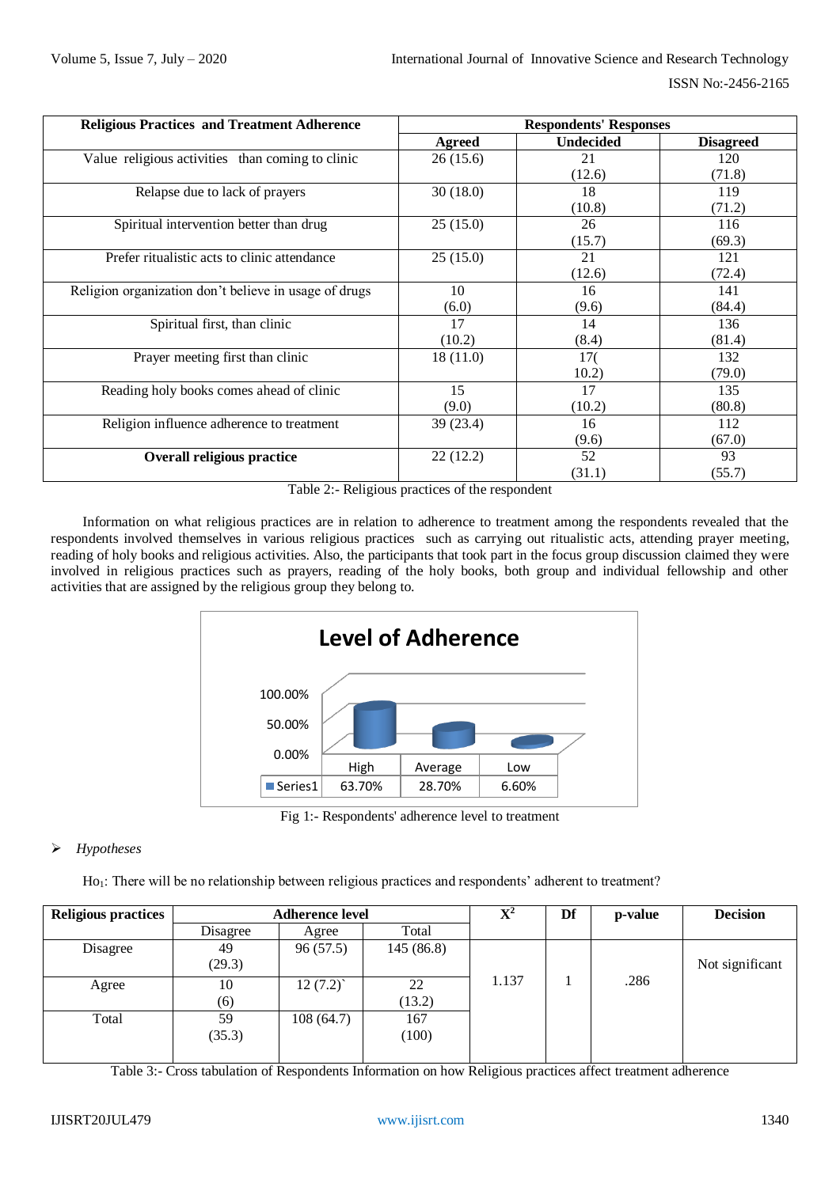| Religious Practices and Treatment Adherence | Respondents' Responses | | |
|---|---|---|---|
| | **Agreed** | **Undecided** | **Disagreed** |
| Value religious activities than coming to clinic | 26 (15.6) | 21 (12.6) | 120 (71.8) |
| Relapse due to lack of prayers | 30 (18.0) | 18 (10.8) | 119 (71.2) |
| Spiritual intervention better than drug | 25 (15.0) | 26 (15.7) | 116 (69.3) |
| Prefer ritualistic acts to clinic attendance | 25 (15.0) | 21 (12.6) | 121 (72.4) |
| Religion organization don't believe in usage of drugs | 10 (6.0) | 16 (9.6) | 141 (84.4) |
| Spiritual first, than clinic | 17 (10.2) | 14 (8.4) | 136 (81.4) |
| Prayer meeting first than clinic | 18 (11.0) | 17( 10.2) | 132 (79.0) |
| Reading holy books comes ahead of clinic | 15 (9.0) | 17 (10.2) | 135 (80.8) |
| Religion influence adherence to treatment | 39 (23.4) | 16 (9.6) | 112 (67.0) |
| **Overall religious practice** | 22 (12.2) | 52 (31.1) | 93 (55.7) |

Table 2:- Religious practices of the respondent

Information on what religious practices are in relation to adherence to treatment among the respondents revealed that the respondents involved themselves in various religious practices such as carrying out ritualistic acts, attending prayer meeting, reading of holy books and religious activities. Also, the participants that took part in the focus group discussion claimed they were involved in religious practices such as prayers, reading of the holy books, both group and individual fellowship and other activities that are assigned by the religious group they belong to.

**Level of Adherence**

| | High | Average | Low |
|---|---|---|---|
| Series1 | 63.70% | 28.70% | 6.60% |

Fig 1:- Respondents' adherence level to treatment

- *Hypotheses*

$Ho_1$: There will be no relationship between religious practices and respondents' adherent to treatment?

| Religious practices | Adherence level | | | $X^2$ | Df | p-value | Decision |
|---|---|---|---|---|---|---|---|
| | Disagree | Agree | Total | | | | |
| Disagree | 49 (29.3) | 96 (57.5) | 145 (86.8) | 1.137 | 1 | .286 | Not significant |
| Agree | 10 (6) | 12 (7.2)` | 22 (13.2) | | | | |
| Total | 59 (35.3) | 108 (64.7) | 167 (100) | | | | |

Table 3:- Cross tabulation of Respondents Information on how Religious practices affect treatment adherence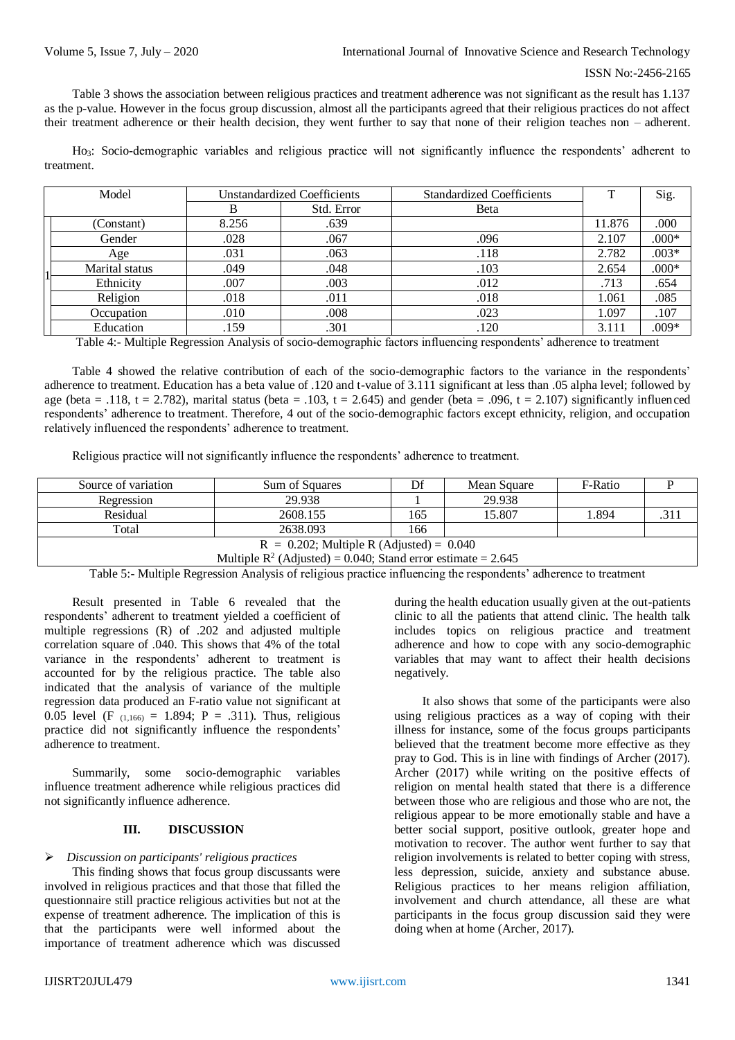Table 3 shows the association between religious practices and treatment adherence was not significant as the result has 1.137 as the p-value. However in the focus group discussion, almost all the participants agreed that their religious practices do not affect their treatment adherence or their health decision, they went further to say that none of their religion teaches non – adherent.

$Ho_3$: Socio-demographic variables and religious practice will not significantly influence the respondents' adherent to treatment.

| Model | | Unstandardized Coefficients | | Standardized Coefficients | T | Sig. |
|---|---|---|---|---|---|---|
| | | B | Std. Error | Beta | | |
| 1 | (Constant) | 8.256 | .639 | | 11.876 | .000 |
| | Gender | .028 | .067 | .096 | 2.107 | .000* |
| | Age | .031 | .063 | .118 | 2.782 | .003* |
| | Marital status | .049 | .048 | .103 | 2.654 | .000* |
| | Ethnicity | .007 | .003 | .012 | .713 | .654 |
| | Religion | .018 | .011 | .018 | 1.061 | .085 |
| | Occupation | .010 | .008 | .023 | 1.097 | .107 |
| | Education | .159 | .301 | .120 | 3.111 | .009* |

Table 4:- Multiple Regression Analysis of socio-demographic factors influencing respondents' adherence to treatment

Table 4 showed the relative contribution of each of the socio-demographic factors to the variance in the respondents' adherence to treatment. Education has a beta value of .120 and t-value of 3.111 significant at less than .05 alpha level; followed by age (beta = .118, t = 2.782), marital status (beta = .103, t = 2.645) and gender (beta = .096, t = 2.107) significantly influenced respondents' adherence to treatment. Therefore, 4 out of the socio-demographic factors except ethnicity, religion, and occupation relatively influenced the respondents' adherence to treatment.

Religious practice will not significantly influence the respondents' adherence to treatment.

| Source of variation | Sum of Squares | Df | Mean Square | F-Ratio | P |
|---|---|---|---|---|---|
| Regression | 29.938 | 1 | 29.938 | | |
| Residual | 2608.155 | 165 | 15.807 | 1.894 | .311 |
| Total | 2638.093 | 166 | | | |
| R = 0.202; Multiple R (Adjusted) = 0.040 | | | | | |
| Multiple $R^2$ (Adjusted) = 0.040; Stand error estimate = 2.645 | | | | | |

Table 5:- Multiple Regression Analysis of religious practice influencing the respondents' adherence to treatment

Result presented in Table 6 revealed that the respondents' adherent to treatment yielded a coefficient of multiple regressions (R) of .202 and adjusted multiple correlation square of .040. This shows that 4% of the total variance in the respondents' adherent to treatment is accounted for by the religious practice. The table also indicated that the analysis of variance of the multiple regression data produced an F-ratio value not significant at 0.05 level ($F_{(1,166)}$ = 1.894; P = .311). Thus, religious practice did not significantly influence the respondents' adherence to treatment.

Summarily, some socio-demographic variables influence treatment adherence while religious practices did not significantly influence adherence.

## III. DISCUSSION

- *Discussion on participants' religious practices*

This finding shows that focus group discussants were involved in religious practices and that those that filled the questionnaire still practice religious activities but not at the expense of treatment adherence. The implication of this is that the participants were well informed about the importance of treatment adherence which was discussed during the health education usually given at the out-patients clinic to all the patients that attend clinic. The health talk includes topics on religious practice and treatment adherence and how to cope with any socio-demographic variables that may want to affect their health decisions negatively.

It also shows that some of the participants were also using religious practices as a way of coping with their illness for instance, some of the focus groups participants believed that the treatment become more effective as they pray to God. This is in line with findings of Archer (2017). Archer (2017) while writing on the positive effects of religion on mental health stated that there is a difference between those who are religious and those who are not, the religious appear to be more emotionally stable and have a better social support, positive outlook, greater hope and motivation to recover. The author went further to say that religion involvements is related to better coping with stress, less depression, suicide, anxiety and substance abuse. Religious practices to her means religion affiliation, involvement and church attendance, all these are what participants in the focus group discussion said they were doing when at home (Archer, 2017).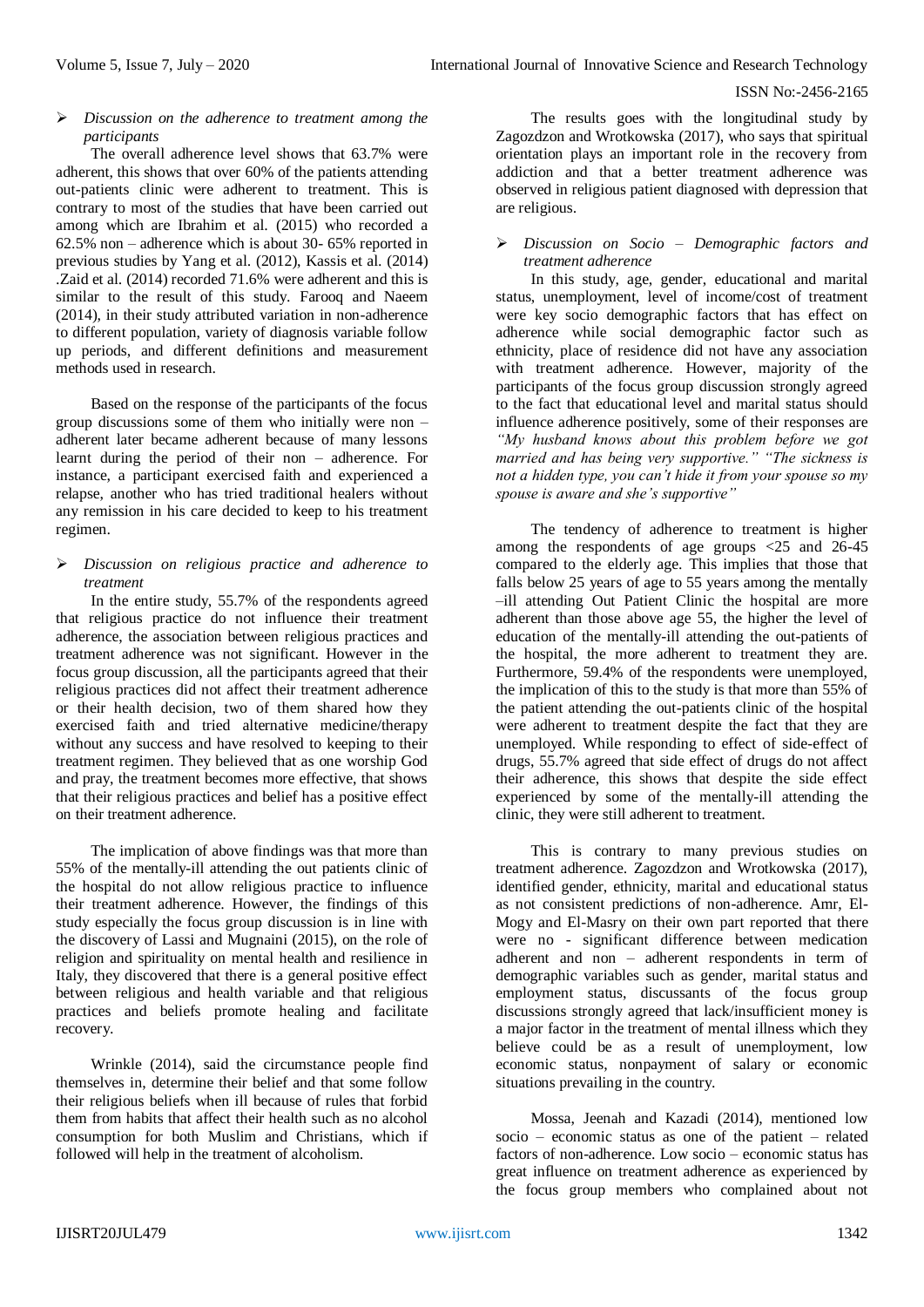- *Discussion on the adherence to treatment among the participants*

The overall adherence level shows that 63.7% were adherent, this shows that over 60% of the patients attending out-patients clinic were adherent to treatment. This is contrary to most of the studies that have been carried out among which are Ibrahim et al. (2015) who recorded a 62.5% non – adherence which is about 30- 65% reported in previous studies by Yang et al. (2012), Kassis et al. (2014) .Zaid et al. (2014) recorded 71.6% were adherent and this is similar to the result of this study. Farooq and Naeem (2014), in their study attributed variation in non-adherence to different population, variety of diagnosis variable follow up periods, and different definitions and measurement methods used in research.

Based on the response of the participants of the focus group discussions some of them who initially were non – adherent later became adherent because of many lessons learnt during the period of their non – adherence. For instance, a participant exercised faith and experienced a relapse, another who has tried traditional healers without any remission in his care decided to keep to his treatment regimen.

- *Discussion on religious practice and adherence to treatment*

In the entire study, 55.7% of the respondents agreed that religious practice do not influence their treatment adherence, the association between religious practices and treatment adherence was not significant. However in the focus group discussion, all the participants agreed that their religious practices did not affect their treatment adherence or their health decision, two of them shared how they exercised faith and tried alternative medicine/therapy without any success and have resolved to keeping to their treatment regimen. They believed that as one worship God and pray, the treatment becomes more effective, that shows that their religious practices and belief has a positive effect on their treatment adherence.

The implication of above findings was that more than 55% of the mentally-ill attending the out patients clinic of the hospital do not allow religious practice to influence their treatment adherence. However, the findings of this study especially the focus group discussion is in line with the discovery of Lassi and Mugnaini (2015), on the role of religion and spirituality on mental health and resilience in Italy, they discovered that there is a general positive effect between religious and health variable and that religious practices and beliefs promote healing and facilitate recovery.

Wrinkle (2014), said the circumstance people find themselves in, determine their belief and that some follow their religious beliefs when ill because of rules that forbid them from habits that affect their health such as no alcohol consumption for both Muslim and Christians, which if followed will help in the treatment of alcoholism.

The results goes with the longitudinal study by Zagozdzon and Wrotkowska (2017), who says that spiritual orientation plays an important role in the recovery from addiction and that a better treatment adherence was observed in religious patient diagnosed with depression that are religious.

- *Discussion on Socio – Demographic factors and treatment adherence*

In this study, age, gender, educational and marital status, unemployment, level of income/cost of treatment were key socio demographic factors that has effect on adherence while social demographic factor such as ethnicity, place of residence did not have any association with treatment adherence. However, majority of the participants of the focus group discussion strongly agreed to the fact that educational level and marital status should influence adherence positively, some of their responses are *"My husband knows about this problem before we got married and has being very supportive." "The sickness is not a hidden type, you can't hide it from your spouse so my spouse is aware and she's supportive"*

The tendency of adherence to treatment is higher among the respondents of age groups <25 and 26-45 compared to the elderly age. This implies that those that falls below 25 years of age to 55 years among the mentally –ill attending Out Patient Clinic the hospital are more adherent than those above age 55, the higher the level of education of the mentally-ill attending the out-patients of the hospital, the more adherent to treatment they are. Furthermore, 59.4% of the respondents were unemployed, the implication of this to the study is that more than 55% of the patient attending the out-patients clinic of the hospital were adherent to treatment despite the fact that they are unemployed. While responding to effect of side-effect of drugs, 55.7% agreed that side effect of drugs do not affect their adherence, this shows that despite the side effect experienced by some of the mentally-ill attending the clinic, they were still adherent to treatment.

This is contrary to many previous studies on treatment adherence. Zagozdzon and Wrotkowska (2017), identified gender, ethnicity, marital and educational status as not consistent predictions of non-adherence. Amr, El-Mogy and El-Masry on their own part reported that there were no - significant difference between medication adherent and non – adherent respondents in term of demographic variables such as gender, marital status and employment status, discussants of the focus group discussions strongly agreed that lack/insufficient money is a major factor in the treatment of mental illness which they believe could be as a result of unemployment, low economic status, nonpayment of salary or economic situations prevailing in the country.

Mossa, Jeenah and Kazadi (2014), mentioned low socio – economic status as one of the patient – related factors of non-adherence. Low socio – economic status has great influence on treatment adherence as experienced by the focus group members who complained about not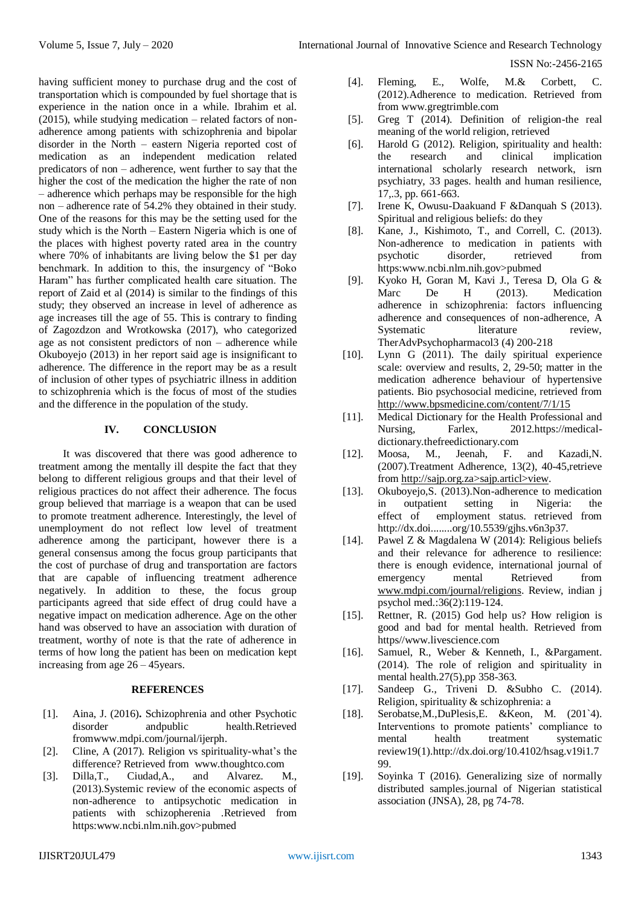having sufficient money to purchase drug and the cost of transportation which is compounded by fuel shortage that is experience in the nation once in a while. Ibrahim et al. (2015), while studying medication – related factors of non-adherence among patients with schizophrenia and bipolar disorder in the North – eastern Nigeria reported cost of medication as an independent medication related predicators of non – adherence, went further to say that the higher the cost of the medication the higher the rate of non – adherence which perhaps may be responsible for the high non – adherence rate of 54.2% they obtained in their study. One of the reasons for this may be the setting used for the study which is the North – Eastern Nigeria which is one of the places with highest poverty rated area in the country where 70% of inhabitants are living below the $1 per day benchmark. In addition to this, the insurgency of "Boko Haram" has further complicated health care situation. The report of Zaid et al (2014) is similar to the findings of this study; they observed an increase in level of adherence as age increases till the age of 55. This is contrary to finding of Zagozdzon and Wrotkowska (2017), who categorized age as not consistent predictors of non – adherence while Okuboyejo (2013) in her report said age is insignificant to adherence. The difference in the report may be as a result of inclusion of other types of psychiatric illness in addition to schizophrenia which is the focus of most of the studies and the difference in the population of the study.

## IV. CONCLUSION

It was discovered that there was good adherence to treatment among the mentally ill despite the fact that they belong to different religious groups and that their level of religious practices do not affect their adherence. The focus group believed that marriage is a weapon that can be used to promote treatment adherence. Interestingly, the level of unemployment do not reflect low level of treatment adherence among the participant, however there is a general consensus among the focus group participants that the cost of purchase of drug and transportation are factors that are capable of influencing treatment adherence negatively. In addition to these, the focus group participants agreed that side effect of drug could have a negative impact on medication adherence. Age on the other hand was observed to have an association with duration of treatment, worthy of note is that the rate of adherence in terms of how long the patient has been on medication kept increasing from age 26 – 45years.

## REFERENCES

- [1]. Aina, J. (2016)**.** Schizophrenia and other Psychotic disorder andpublic health.Retrieved fromwww.mdpi.com/journal/ijerph.
- [2]. Cline, A (2017). Religion vs spirituality-what's the difference? Retrieved from www.thoughtco.com
- [3]. Dilla,T., Ciudad,A., and Alvarez. M., (2013).Systemic review of the economic aspects of non-adherence to antipsychotic medication in patients with schizopherenia .Retrieved from https:www.ncbi.nlm.nih.gov>pubmed
- [4]. Fleming, E., Wolfe, M.& Corbett, C. (2012).Adherence to medication. Retrieved from www.gregtrimble.com
- [5]. Greg T (2014). Definition of religion-the real meaning of the world religion, retrieved
- [6]. Harold G (2012). Religion, spirituality and health: the research and clinical implication international scholarly research network, isrn psychiatry, 33 pages. health and human resilience, 17,.3, pp. 661-663.
- [7]. Irene K, Owusu-Daakuand F &Danquah S (2013). Spiritual and religious beliefs: do they
- [8]. Kane, J., Kishimoto, T., and Correll, C. (2013). Non-adherence to medication in patients with psychotic disorder, retrieved from https:www.ncbi.nlm.nih.gov>pubmed
- [9]. Kyoko H, Goran M, Kavi J., Teresa D, Ola G & Marc De H (2013). Medication adherence in schizophrenia: factors influencing adherence and consequences of non-adherence, A Systematic literature review, TherAdvPsychopharmacol3 (4) 200-218
- [10]. Lynn G (2011). The daily spiritual experience scale: overview and results, 2, 29-50; matter in the medication adherence behaviour of hypertensive patients. Bio psychosocial medicine, retrieved from http://www.bpsmedicine.com/content/7/1/15
- [11]. Medical Dictionary for the Health Professional and Nursing, Farlex, 2012.https://medical-dictionary.thefreedictionary.com
- [12]. Moosa, M., Jeenah, F. and Kazadi,N. (2007).Treatment Adherence, 13(2), 40-45,retrieve from http://sajp.org.za>sajp.articl>view.
- [13]. Okuboyejo,S. (2013).Non-adherence to medication in outpatient setting in Nigeria: the effect of employment status. retrieved from http://dx.doi........org/10.5539/gjhs.v6n3p37.
- [14]. Pawel Z & Magdalena W (2014): Religious beliefs and their relevance for adherence to resilience: there is enough evidence, international journal of emergency mental Retrieved from www.mdpi.com/journal/religions. Review, indian j psychol med.:36(2):119-124.
- [15]. Rettner, R. (2015) God help us? How religion is good and bad for mental health. Retrieved from https//www.livescience.com
- [16]. Samuel, R., Weber & Kenneth, I., &Pargament. (2014). The role of religion and spirituality in mental health.27(5),pp 358-363.
- [17]. Sandeep G., Triveni D. &Subho C. (2014). Religion, spirituality & schizophrenia: a
- [18]. Serobatse,M.,DuPlesis,E. &Keon, M. (201`4). Interventions to promote patients' compliance to mental health treatment systematic review19(1).http://dx.doi.org/10.4102/hsag.v19i1.799.
- [19]. Soyinka T (2016). Generalizing size of normally distributed samples.journal of Nigerian statistical association (JNSA), 28, pg 74-78.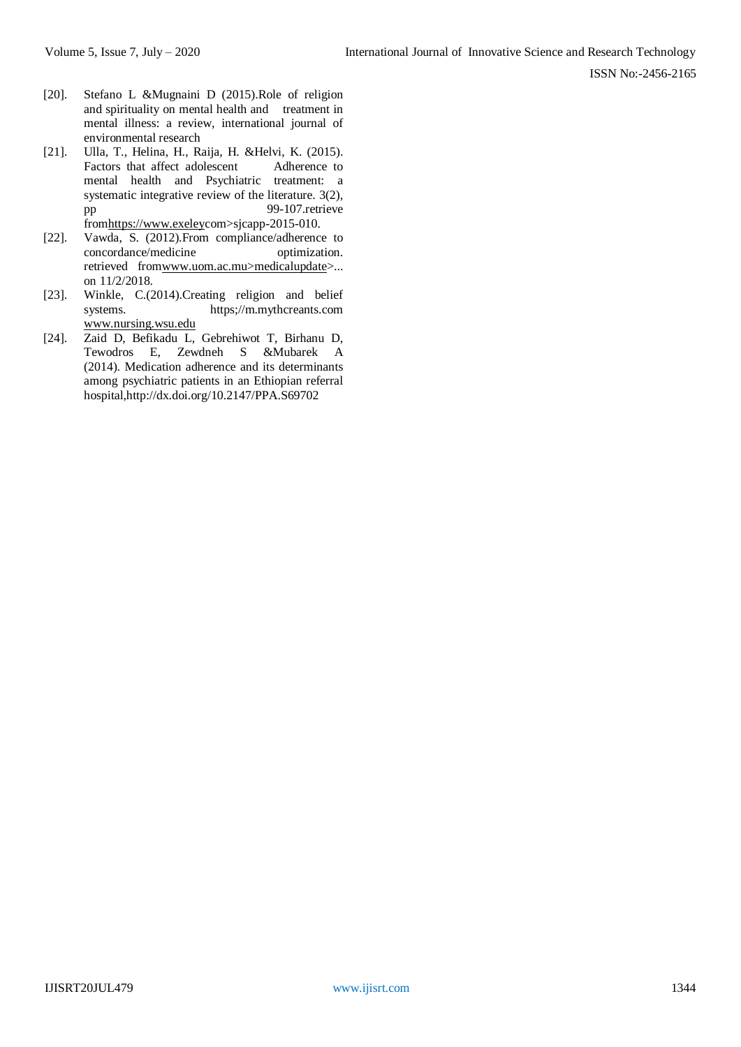[20]. Stefano L &Mugnaini D (2015).Role of religion and spirituality on mental health and treatment in mental illness: a review, international journal of environmental research

[21]. Ulla, T., Helina, H., Raija, H. &Helvi, K. (2015). Factors that affect adolescent Adherence to mental health and Psychiatric treatment: a systematic integrative review of the literature. 3(2), pp 99-107.retrieve fromhttps://www.exeleycom>sjcapp-2015-010.

[22]. Vawda, S. (2012).From compliance/adherence to concordance/medicine optimization. retrieved fromwww.uom.ac.mu>medicalupdate>... on 11/2/2018.

[23]. Winkle, C.(2014).Creating religion and belief systems. https;//m.mythcreants.com www.nursing.wsu.edu

[24]. Zaid D, Befikadu L, Gebrehiwot T, Birhanu D, Tewodros E, Zewdneh S &Mubarek A (2014). Medication adherence and its determinants among psychiatric patients in an Ethiopian referral hospital,http://dx.doi.org/10.2147/PPA.S69702